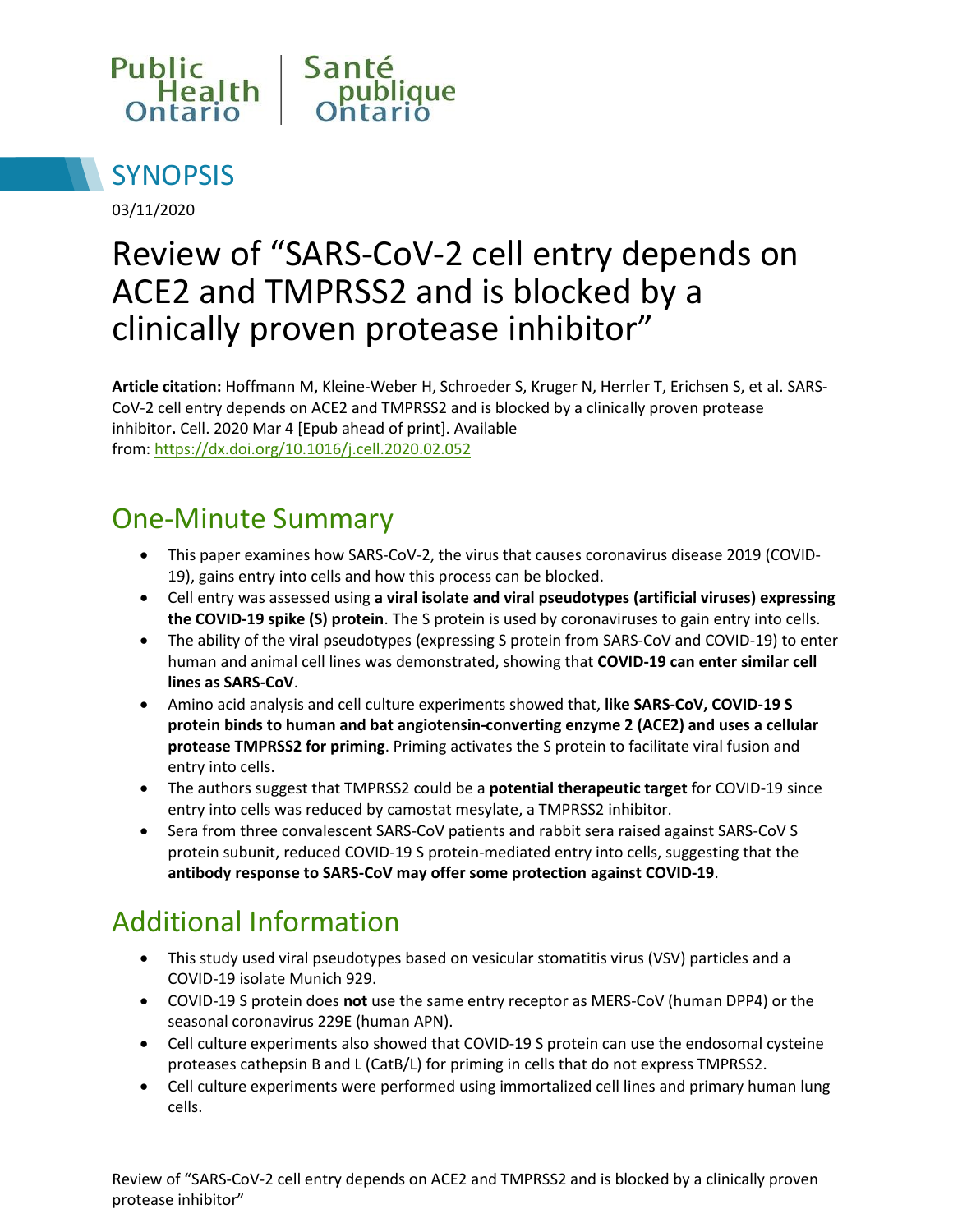Public Health Ontario | Santé publique Ontario

## SYNOPSIS

03/11/2020

# Review of "SARS-CoV-2 cell entry depends on ACE2 and TMPRSS2 and is blocked by a clinically proven protease inhibitor"

**Article citation:** Hoffmann M, Kleine-Weber H, Schroeder S, Kruger N, Herrler T, Erichsen S, et al. SARS-CoV-2 cell entry depends on ACE2 and TMPRSS2 and is blocked by a clinically proven protease inhibitor**.** Cell. 2020 Mar 4 [Epub ahead of print]. Available from: https://dx.doi.org/10.1016/j.cell.2020.02.052

## One-Minute Summary

- This paper examines how SARS-CoV-2, the virus that causes coronavirus disease 2019 (COVID-19), gains entry into cells and how this process can be blocked.
- Cell entry was assessed using **a viral isolate and viral pseudotypes (artificial viruses) expressing the COVID-19 spike (S) protein**. The S protein is used by coronaviruses to gain entry into cells.
- The ability of the viral pseudotypes (expressing S protein from SARS-CoV and COVID-19) to enter human and animal cell lines was demonstrated, showing that **COVID-19 can enter similar cell lines as SARS-CoV**.
- Amino acid analysis and cell culture experiments showed that, **like SARS-CoV, COVID-19 S protein binds to human and bat angiotensin-converting enzyme 2 (ACE2) and uses a cellular protease TMPRSS2 for priming**. Priming activates the S protein to facilitate viral fusion and entry into cells.
- The authors suggest that TMPRSS2 could be a **potential therapeutic target** for COVID-19 since entry into cells was reduced by camostat mesylate, a TMPRSS2 inhibitor.
- Sera from three convalescent SARS-CoV patients and rabbit sera raised against SARS-CoV S protein subunit, reduced COVID-19 S protein-mediated entry into cells, suggesting that the **antibody response to SARS-CoV may offer some protection against COVID-19**.

## Additional Information

- This study used viral pseudotypes based on vesicular stomatitis virus (VSV) particles and a COVID-19 isolate Munich 929.
- COVID-19 S protein does **not** use the same entry receptor as MERS-CoV (human DPP4) or the seasonal coronavirus 229E (human APN).
- Cell culture experiments also showed that COVID-19 S protein can use the endosomal cysteine proteases cathepsin B and L (CatB/L) for priming in cells that do not express TMPRSS2.
- Cell culture experiments were performed using immortalized cell lines and primary human lung cells.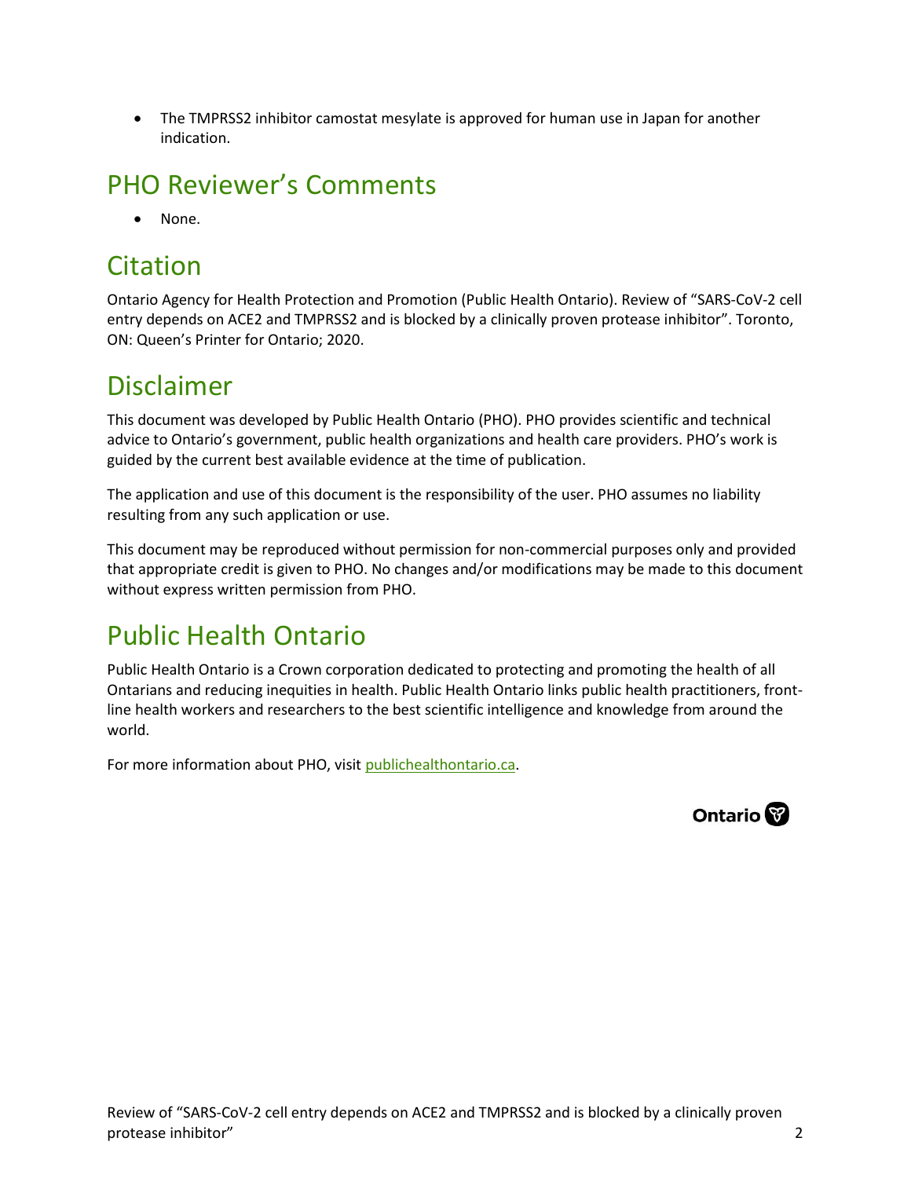- The TMPRSS2 inhibitor camostat mesylate is approved for human use in Japan for another indication.

# PHO Reviewer's Comments

- None.

# Citation

Ontario Agency for Health Protection and Promotion (Public Health Ontario). Review of "SARS-CoV-2 cell entry depends on ACE2 and TMPRSS2 and is blocked by a clinically proven protease inhibitor". Toronto, ON: Queen's Printer for Ontario; 2020.

# Disclaimer

This document was developed by Public Health Ontario (PHO). PHO provides scientific and technical advice to Ontario's government, public health organizations and health care providers. PHO's work is guided by the current best available evidence at the time of publication.

The application and use of this document is the responsibility of the user. PHO assumes no liability resulting from any such application or use.

This document may be reproduced without permission for non-commercial purposes only and provided that appropriate credit is given to PHO. No changes and/or modifications may be made to this document without express written permission from PHO.

# Public Health Ontario

Public Health Ontario is a Crown corporation dedicated to protecting and promoting the health of all Ontarians and reducing inequities in health. Public Health Ontario links public health practitioners, front-line health workers and researchers to the best scientific intelligence and knowledge from around the world.

For more information about PHO, visit [publichealthontario.ca](publichealthontario.ca).

Ontario